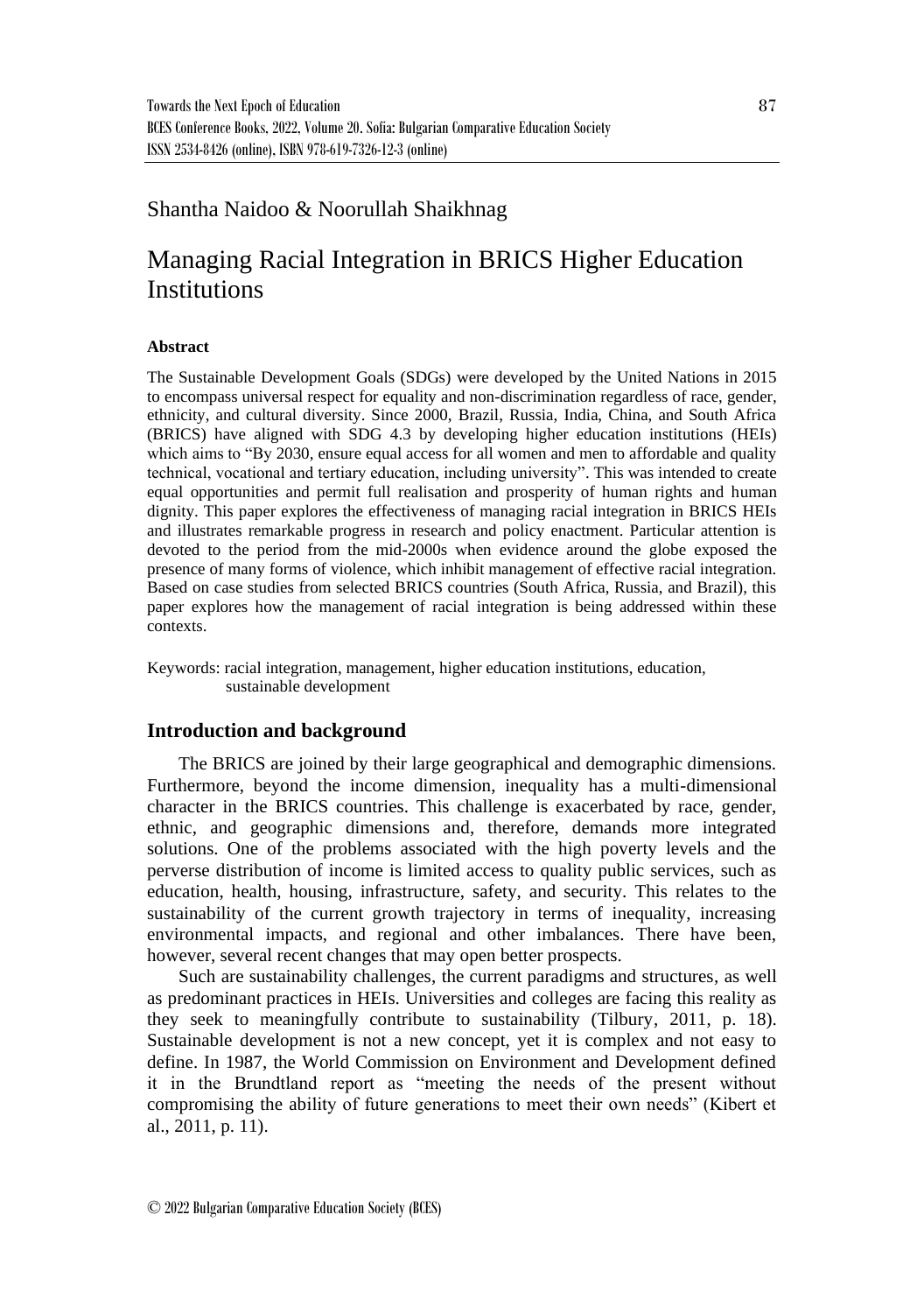Shantha Naidoo & Noorullah Shaikhnag

# Managing Racial Integration in BRICS Higher Education Institutions

### Abstract

The Sustainable Development Goals (SDGs) were developed by the United Nations in 2015 to encompass universal respect for equality and non-discrimination regardless of race, gender, ethnicity, and cultural diversity. Since 2000, Brazil, Russia, India, China, and South Africa (BRICS) have aligned with SDG 4.3 by developing higher education institutions (HEIs) which aims to "By 2030, ensure equal access for all women and men to affordable and quality technical, vocational and tertiary education, including university". This was intended to create equal opportunities and permit full realisation and prosperity of human rights and human dignity. This paper explores the effectiveness of managing racial integration in BRICS HEIs and illustrates remarkable progress in research and policy enactment. Particular attention is devoted to the period from the mid-2000s when evidence around the globe exposed the presence of many forms of violence, which inhibit management of effective racial integration. Based on case studies from selected BRICS countries (South Africa, Russia, and Brazil), this paper explores how the management of racial integration is being addressed within these contexts.

Keywords: racial integration, management, higher education institutions, education, sustainable development

## Introduction and background

The BRICS are joined by their large geographical and demographic dimensions. Furthermore, beyond the income dimension, inequality has a multi-dimensional character in the BRICS countries. This challenge is exacerbated by race, gender, ethnic, and geographic dimensions and, therefore, demands more integrated solutions. One of the problems associated with the high poverty levels and the perverse distribution of income is limited access to quality public services, such as education, health, housing, infrastructure, safety, and security. This relates to the sustainability of the current growth trajectory in terms of inequality, increasing environmental impacts, and regional and other imbalances. There have been, however, several recent changes that may open better prospects.

Such are sustainability challenges, the current paradigms and structures, as well as predominant practices in HEIs. Universities and colleges are facing this reality as they seek to meaningfully contribute to sustainability (Tilbury, 2011, p. 18). Sustainable development is not a new concept, yet it is complex and not easy to define. In 1987, the World Commission on Environment and Development defined it in the Brundtland report as "meeting the needs of the present without compromising the ability of future generations to meet their own needs" (Kibert et al., 2011, p. 11).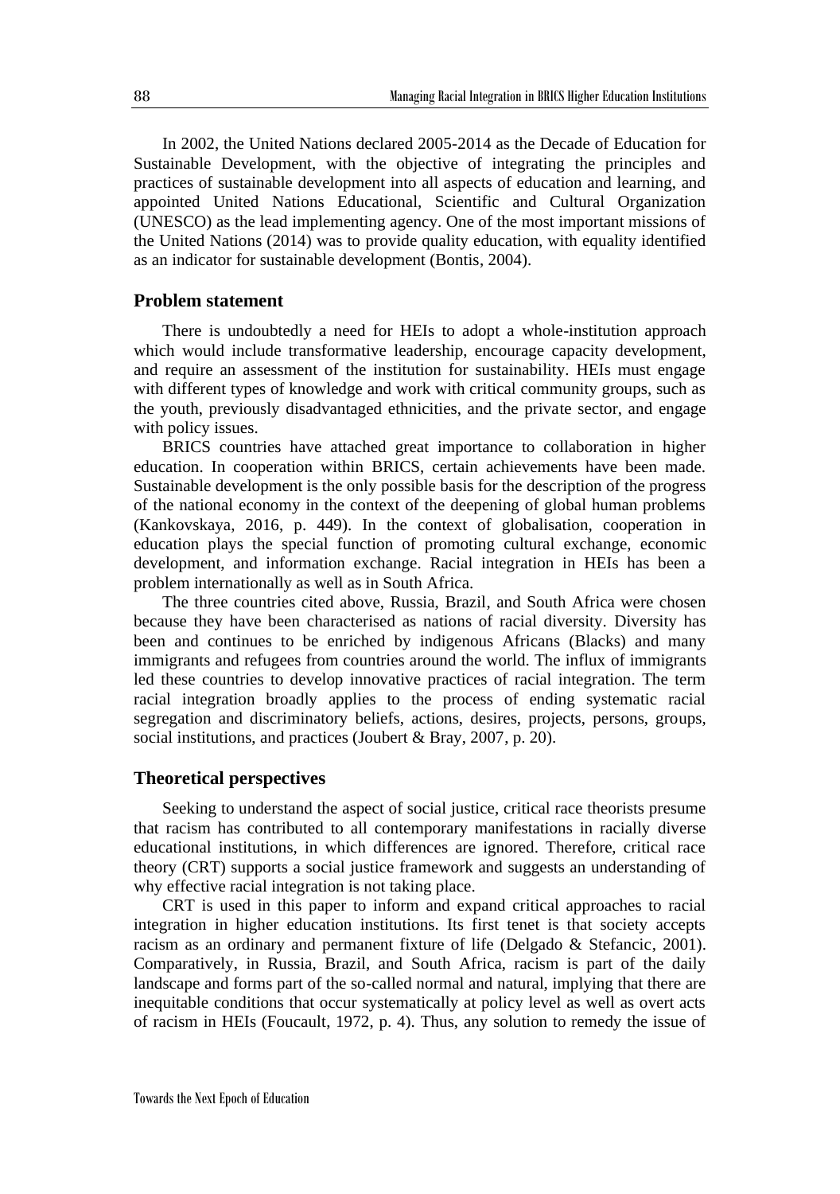In 2002, the United Nations declared 2005-2014 as the Decade of Education for Sustainable Development, with the objective of integrating the principles and practices of sustainable development into all aspects of education and learning, and appointed United Nations Educational, Scientific and Cultural Organization (UNESCO) as the lead implementing agency. One of the most important missions of the United Nations (2014) was to provide quality education, with equality identified as an indicator for sustainable development (Bontis, 2004).

## Problem statement

There is undoubtedly a need for HEIs to adopt a whole-institution approach which would include transformative leadership, encourage capacity development, and require an assessment of the institution for sustainability. HEIs must engage with different types of knowledge and work with critical community groups, such as the youth, previously disadvantaged ethnicities, and the private sector, and engage with policy issues.

BRICS countries have attached great importance to collaboration in higher education. In cooperation within BRICS, certain achievements have been made. Sustainable development is the only possible basis for the description of the progress of the national economy in the context of the deepening of global human problems (Kankovskaya, 2016, p. 449). In the context of globalisation, cooperation in education plays the special function of promoting cultural exchange, economic development, and information exchange. Racial integration in HEIs has been a problem internationally as well as in South Africa.

The three countries cited above, Russia, Brazil, and South Africa were chosen because they have been characterised as nations of racial diversity. Diversity has been and continues to be enriched by indigenous Africans (Blacks) and many immigrants and refugees from countries around the world. The influx of immigrants led these countries to develop innovative practices of racial integration. The term racial integration broadly applies to the process of ending systematic racial segregation and discriminatory beliefs, actions, desires, projects, persons, groups, social institutions, and practices (Joubert & Bray, 2007, p. 20).

## Theoretical perspectives

Seeking to understand the aspect of social justice, critical race theorists presume that racism has contributed to all contemporary manifestations in racially diverse educational institutions, in which differences are ignored. Therefore, critical race theory (CRT) supports a social justice framework and suggests an understanding of why effective racial integration is not taking place.

CRT is used in this paper to inform and expand critical approaches to racial integration in higher education institutions. Its first tenet is that society accepts racism as an ordinary and permanent fixture of life (Delgado & Stefancic, 2001). Comparatively, in Russia, Brazil, and South Africa, racism is part of the daily landscape and forms part of the so-called normal and natural, implying that there are inequitable conditions that occur systematically at policy level as well as overt acts of racism in HEIs (Foucault, 1972, p. 4). Thus, any solution to remedy the issue of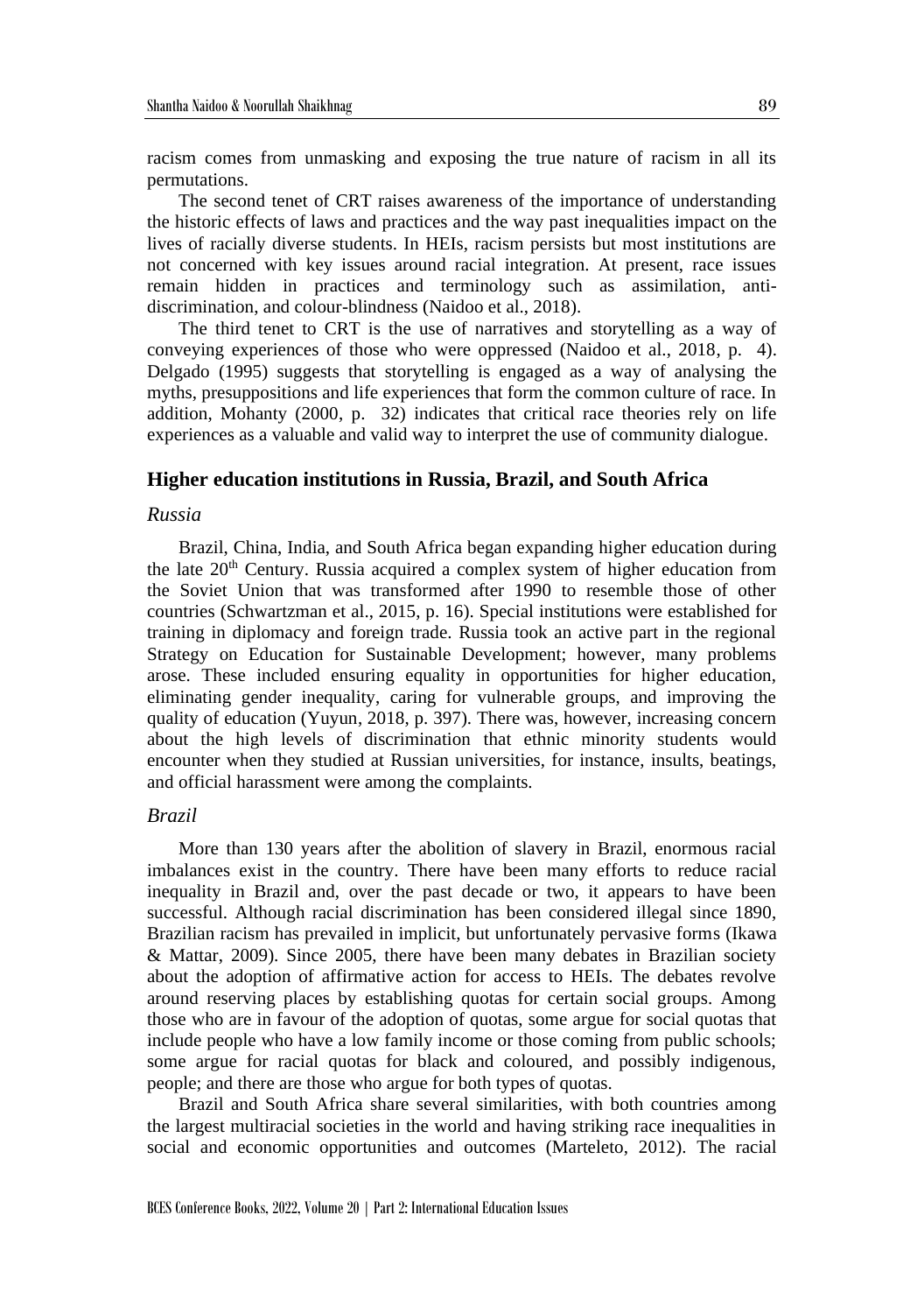racism comes from unmasking and exposing the true nature of racism in all its permutations.

The second tenet of CRT raises awareness of the importance of understanding the historic effects of laws and practices and the way past inequalities impact on the lives of racially diverse students. In HEIs, racism persists but most institutions are not concerned with key issues around racial integration. At present, race issues remain hidden in practices and terminology such as assimilation, anti-discrimination, and colour-blindness (Naidoo et al., 2018).

The third tenet to CRT is the use of narratives and storytelling as a way of conveying experiences of those who were oppressed (Naidoo et al., 2018, p. 4). Delgado (1995) suggests that storytelling is engaged as a way of analysing the myths, presuppositions and life experiences that form the common culture of race. In addition, Mohanty (2000, p. 32) indicates that critical race theories rely on life experiences as a valuable and valid way to interpret the use of community dialogue.

## Higher education institutions in Russia, Brazil, and South Africa

### *Russia*

Brazil, China, India, and South Africa began expanding higher education during the late 20th Century. Russia acquired a complex system of higher education from the Soviet Union that was transformed after 1990 to resemble those of other countries (Schwartzman et al., 2015, p. 16). Special institutions were established for training in diplomacy and foreign trade. Russia took an active part in the regional Strategy on Education for Sustainable Development; however, many problems arose. These included ensuring equality in opportunities for higher education, eliminating gender inequality, caring for vulnerable groups, and improving the quality of education (Yuyun, 2018, p. 397). There was, however, increasing concern about the high levels of discrimination that ethnic minority students would encounter when they studied at Russian universities, for instance, insults, beatings, and official harassment were among the complaints.

### *Brazil*

More than 130 years after the abolition of slavery in Brazil, enormous racial imbalances exist in the country. There have been many efforts to reduce racial inequality in Brazil and, over the past decade or two, it appears to have been successful. Although racial discrimination has been considered illegal since 1890, Brazilian racism has prevailed in implicit, but unfortunately pervasive forms (Ikawa & Mattar, 2009). Since 2005, there have been many debates in Brazilian society about the adoption of affirmative action for access to HEIs. The debates revolve around reserving places by establishing quotas for certain social groups. Among those who are in favour of the adoption of quotas, some argue for social quotas that include people who have a low family income or those coming from public schools; some argue for racial quotas for black and coloured, and possibly indigenous, people; and there are those who argue for both types of quotas.

Brazil and South Africa share several similarities, with both countries among the largest multiracial societies in the world and having striking race inequalities in social and economic opportunities and outcomes (Marteleto, 2012). The racial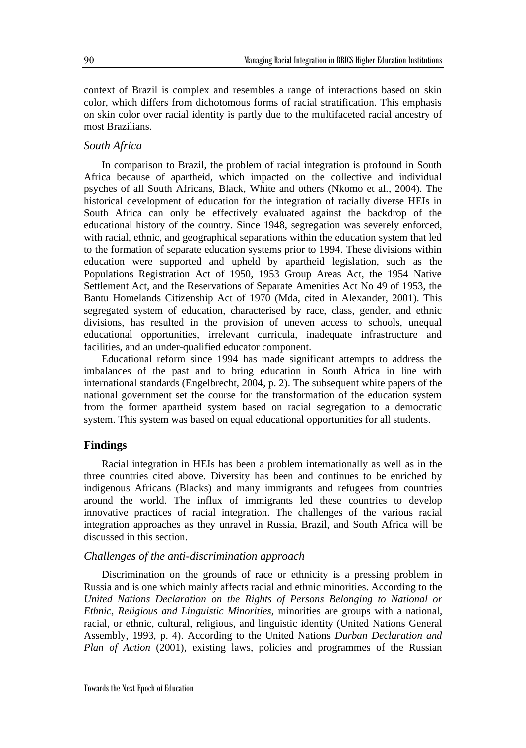context of Brazil is complex and resembles a range of interactions based on skin color, which differs from dichotomous forms of racial stratification. This emphasis on skin color over racial identity is partly due to the multifaceted racial ancestry of most Brazilians.

### *South Africa*

In comparison to Brazil, the problem of racial integration is profound in South Africa because of apartheid, which impacted on the collective and individual psyches of all South Africans, Black, White and others (Nkomo et al., 2004). The historical development of education for the integration of racially diverse HEIs in South Africa can only be effectively evaluated against the backdrop of the educational history of the country. Since 1948, segregation was severely enforced, with racial, ethnic, and geographical separations within the education system that led to the formation of separate education systems prior to 1994. These divisions within education were supported and upheld by apartheid legislation, such as the Populations Registration Act of 1950, 1953 Group Areas Act, the 1954 Native Settlement Act, and the Reservations of Separate Amenities Act No 49 of 1953, the Bantu Homelands Citizenship Act of 1970 (Mda, cited in Alexander, 2001). This segregated system of education, characterised by race, class, gender, and ethnic divisions, has resulted in the provision of uneven access to schools, unequal educational opportunities, irrelevant curricula, inadequate infrastructure and facilities, and an under-qualified educator component.

Educational reform since 1994 has made significant attempts to address the imbalances of the past and to bring education in South Africa in line with international standards (Engelbrecht, 2004, p. 2). The subsequent white papers of the national government set the course for the transformation of the education system from the former apartheid system based on racial segregation to a democratic system. This system was based on equal educational opportunities for all students.

## **Findings**

Racial integration in HEIs has been a problem internationally as well as in the three countries cited above. Diversity has been and continues to be enriched by indigenous Africans (Blacks) and many immigrants and refugees from countries around the world. The influx of immigrants led these countries to develop innovative practices of racial integration. The challenges of the various racial integration approaches as they unravel in Russia, Brazil, and South Africa will be discussed in this section.

### *Challenges of the anti-discrimination approach*

Discrimination on the grounds of race or ethnicity is a pressing problem in Russia and is one which mainly affects racial and ethnic minorities. According to the *United Nations Declaration on the Rights of Persons Belonging to National or Ethnic, Religious and Linguistic Minorities*, minorities are groups with a national, racial, or ethnic, cultural, religious, and linguistic identity (United Nations General Assembly, 1993, p. 4). According to the United Nations *Durban Declaration and Plan of Action* (2001), existing laws, policies and programmes of the Russian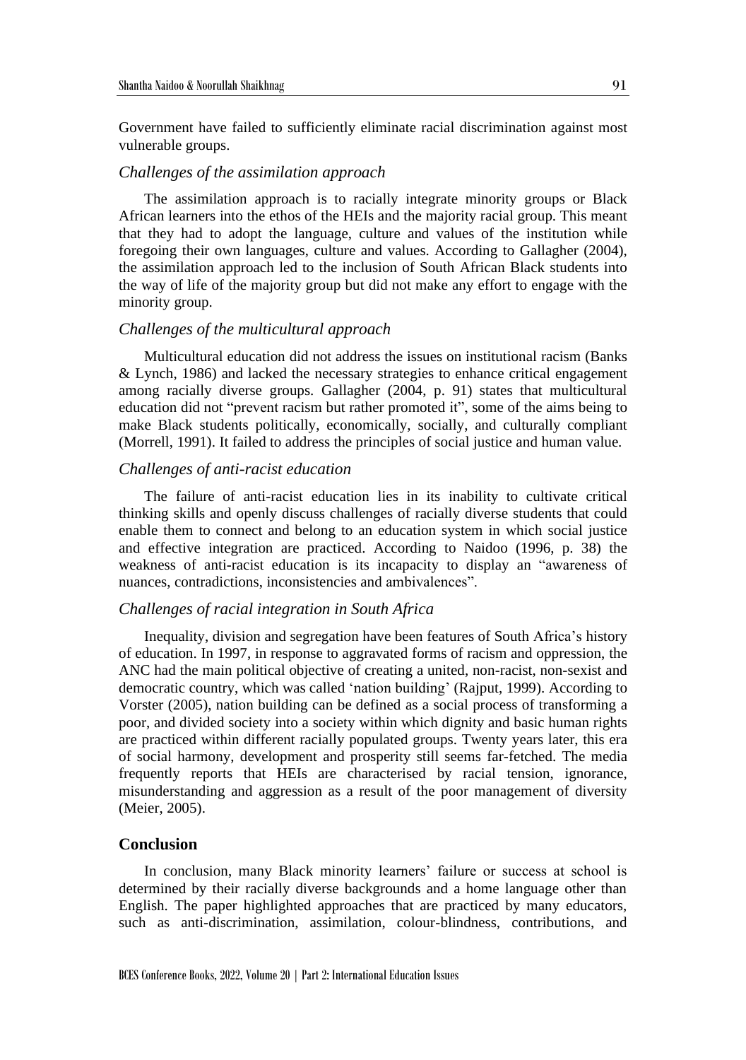Government have failed to sufficiently eliminate racial discrimination against most vulnerable groups.

### *Challenges of the assimilation approach*

The assimilation approach is to racially integrate minority groups or Black African learners into the ethos of the HEIs and the majority racial group. This meant that they had to adopt the language, culture and values of the institution while foregoing their own languages, culture and values. According to Gallagher (2004), the assimilation approach led to the inclusion of South African Black students into the way of life of the majority group but did not make any effort to engage with the minority group.

### *Challenges of the multicultural approach*

Multicultural education did not address the issues on institutional racism (Banks & Lynch, 1986) and lacked the necessary strategies to enhance critical engagement among racially diverse groups. Gallagher (2004, p. 91) states that multicultural education did not "prevent racism but rather promoted it", some of the aims being to make Black students politically, economically, socially, and culturally compliant (Morrell, 1991). It failed to address the principles of social justice and human value.

### *Challenges of anti-racist education*

The failure of anti-racist education lies in its inability to cultivate critical thinking skills and openly discuss challenges of racially diverse students that could enable them to connect and belong to an education system in which social justice and effective integration are practiced. According to Naidoo (1996, p. 38) the weakness of anti-racist education is its incapacity to display an "awareness of nuances, contradictions, inconsistencies and ambivalences".

### *Challenges of racial integration in South Africa*

Inequality, division and segregation have been features of South Africa's history of education. In 1997, in response to aggravated forms of racism and oppression, the ANC had the main political objective of creating a united, non-racist, non-sexist and democratic country, which was called 'nation building' (Rajput, 1999). According to Vorster (2005), nation building can be defined as a social process of transforming a poor, and divided society into a society within which dignity and basic human rights are practiced within different racially populated groups. Twenty years later, this era of social harmony, development and prosperity still seems far-fetched. The media frequently reports that HEIs are characterised by racial tension, ignorance, misunderstanding and aggression as a result of the poor management of diversity (Meier, 2005).

## **Conclusion**

In conclusion, many Black minority learners' failure or success at school is determined by their racially diverse backgrounds and a home language other than English. The paper highlighted approaches that are practiced by many educators, such as anti-discrimination, assimilation, colour-blindness, contributions, and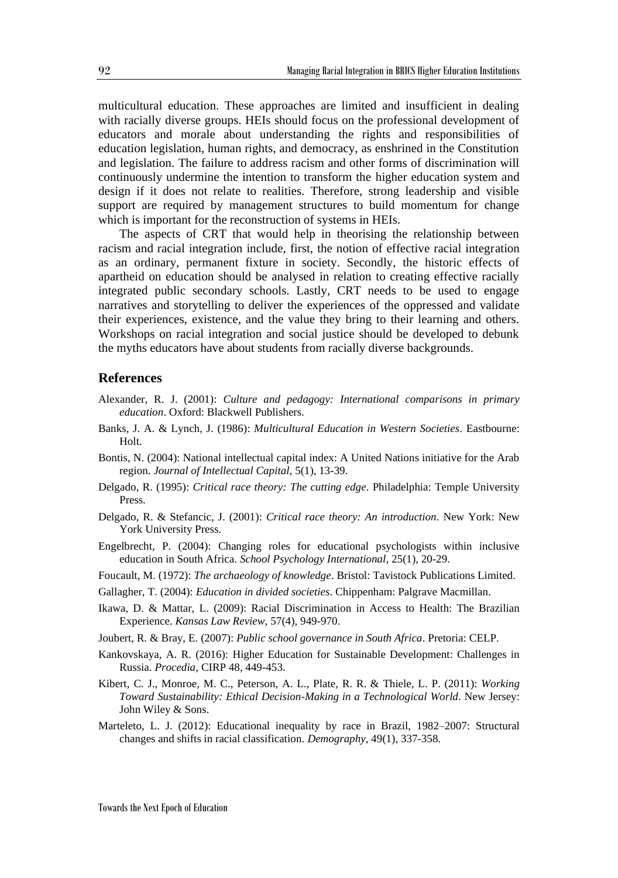multicultural education. These approaches are limited and insufficient in dealing with racially diverse groups. HEIs should focus on the professional development of educators and morale about understanding the rights and responsibilities of education legislation, human rights, and democracy, as enshrined in the Constitution and legislation. The failure to address racism and other forms of discrimination will continuously undermine the intention to transform the higher education system and design if it does not relate to realities. Therefore, strong leadership and visible support are required by management structures to build momentum for change which is important for the reconstruction of systems in HEIs.

The aspects of CRT that would help in theorising the relationship between racism and racial integration include, first, the notion of effective racial integration as an ordinary, permanent fixture in society. Secondly, the historic effects of apartheid on education should be analysed in relation to creating effective racially integrated public secondary schools. Lastly, CRT needs to be used to engage narratives and storytelling to deliver the experiences of the oppressed and validate their experiences, existence, and the value they bring to their learning and others. Workshops on racial integration and social justice should be developed to debunk the myths educators have about students from racially diverse backgrounds.

## References

Alexander, R. J. (2001): *Culture and pedagogy: International comparisons in primary education*. Oxford: Blackwell Publishers.

Banks, J. A. & Lynch, J. (1986): *Multicultural Education in Western Societies*. Eastbourne: Holt.

Bontis, N. (2004): National intellectual capital index: A United Nations initiative for the Arab region. *Journal of Intellectual Capital*, 5(1), 13-39.

Delgado, R. (1995): *Critical race theory: The cutting edge*. Philadelphia: Temple University Press.

Delgado, R. & Stefancic, J. (2001): *Critical race theory: An introduction*. New York: New York University Press.

Engelbrecht, P. (2004): Changing roles for educational psychologists within inclusive education in South Africa. *School Psychology International*, 25(1), 20-29.

Foucault, M. (1972): *The archaeology of knowledge*. Bristol: Tavistock Publications Limited.

Gallagher, T. (2004): *Education in divided societies*. Chippenham: Palgrave Macmillan.

Ikawa, D. & Mattar, L. (2009): Racial Discrimination in Access to Health: The Brazilian Experience. *Kansas Law Review*, 57(4), 949-970.

Joubert, R. & Bray, E. (2007): *Public school governance in South Africa*. Pretoria: CELP.

Kankovskaya, A. R. (2016): Higher Education for Sustainable Development: Challenges in Russia. *Procedia*, CIRP 48, 449-453.

Kibert, C. J., Monroe, M. C., Peterson, A. L., Plate, R. R. & Thiele, L. P. (2011): *Working Toward Sustainability: Ethical Decision-Making in a Technological World*. New Jersey: John Wiley & Sons.

Marteleto, L. J. (2012): Educational inequality by race in Brazil, 1982–2007: Structural changes and shifts in racial classification. *Demography*, 49(1), 337-358.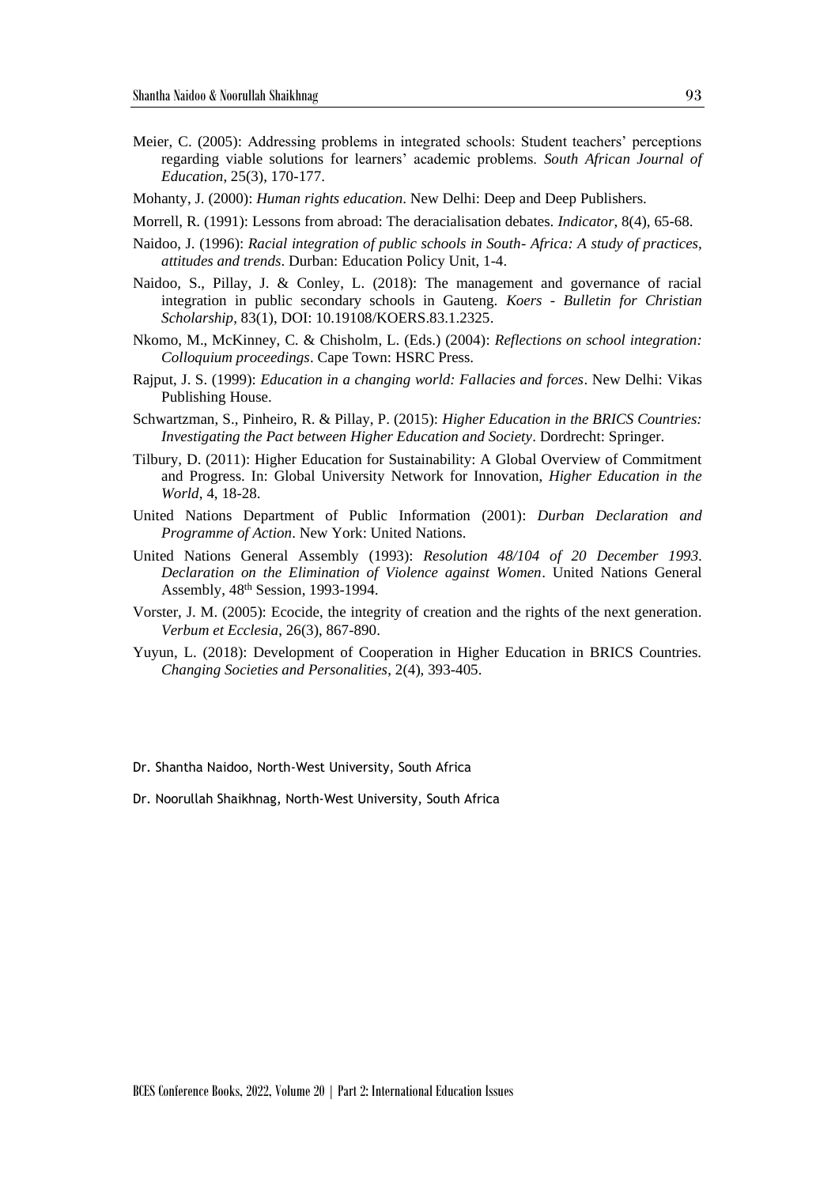Meier, C. (2005): Addressing problems in integrated schools: Student teachers' perceptions regarding viable solutions for learners' academic problems. *South African Journal of Education*, 25(3), 170-177.

Mohanty, J. (2000): *Human rights education*. New Delhi: Deep and Deep Publishers.

Morrell, R. (1991): Lessons from abroad: The deracialisation debates. *Indicator*, 8(4), 65-68.

Naidoo, J. (1996): *Racial integration of public schools in South- Africa: A study of practices, attitudes and trends*. Durban: Education Policy Unit, 1-4.

Naidoo, S., Pillay, J. & Conley, L. (2018): The management and governance of racial integration in public secondary schools in Gauteng. *Koers - Bulletin for Christian Scholarship*, 83(1), DOI: 10.19108/KOERS.83.1.2325.

Nkomo, M., McKinney, C. & Chisholm, L. (Eds.) (2004): *Reflections on school integration: Colloquium proceedings*. Cape Town: HSRC Press.

Rajput, J. S. (1999): *Education in a changing world: Fallacies and forces*. New Delhi: Vikas Publishing House.

Schwartzman, S., Pinheiro, R. & Pillay, P. (2015): *Higher Education in the BRICS Countries: Investigating the Pact between Higher Education and Society*. Dordrecht: Springer.

Tilbury, D. (2011): Higher Education for Sustainability: A Global Overview of Commitment and Progress. In: Global University Network for Innovation, *Higher Education in the World*, 4, 18-28.

United Nations Department of Public Information (2001): *Durban Declaration and Programme of Action*. New York: United Nations.

United Nations General Assembly (1993): *Resolution 48/104 of 20 December 1993. Declaration on the Elimination of Violence against Women*. United Nations General Assembly, 48th Session, 1993-1994.

Vorster, J. M. (2005): Ecocide, the integrity of creation and the rights of the next generation. *Verbum et Ecclesia*, 26(3), 867-890.

Yuyun, L. (2018): Development of Cooperation in Higher Education in BRICS Countries. *Changing Societies and Personalities*, 2(4), 393-405.

Dr. Shantha Naidoo, North-West University, South Africa

Dr. Noorullah Shaikhnag, North-West University, South Africa